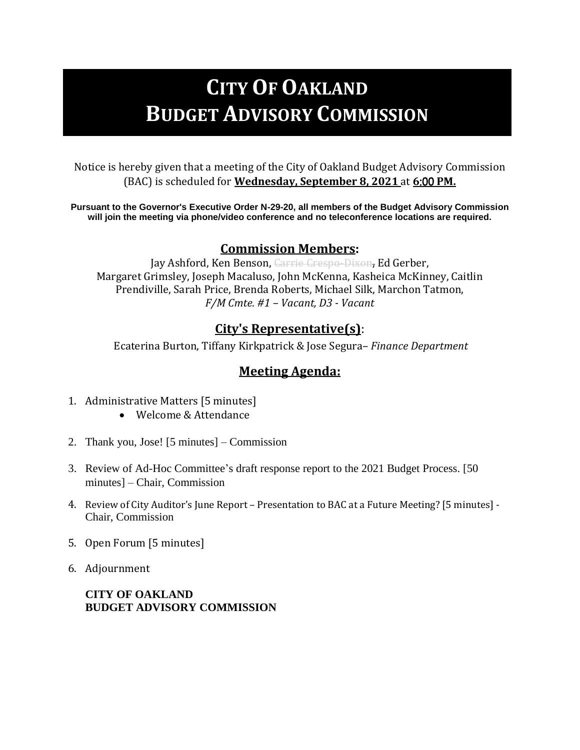# CITY OF OAKLAND
# BUDGET ADVISORY COMMISSION

Notice is hereby given that a meeting of the City of Oakland Budget Advisory Commission (BAC) is scheduled for **Wednesday, September 8, 2021** at **6:00 PM.**

**Pursuant to the Governor's Executive Order N-29-20, all members of the Budget Advisory Commission will join the meeting via phone/video conference and no teleconference locations are required.**

## Commission Members:

Jay Ashford, Ken Benson, ~~Carrie Crespo-Dixon,~~ Ed Gerber, Margaret Grimsley, Joseph Macaluso, John McKenna, Kasheica McKinney, Caitlin Prendiville, Sarah Price, Brenda Roberts, Michael Silk, Marchon Tatmon, *F/M Cmte. #1 – Vacant, D3 - Vacant*

## City's Representative(s):

Ecaterina Burton, Tiffany Kirkpatrick & Jose Segura– *Finance Department*

## Meeting Agenda:

1. Administrative Matters [5 minutes]
   - Welcome & Attendance
2. Thank you, Jose! [5 minutes] – Commission
3. Review of Ad-Hoc Committee's draft response report to the 2021 Budget Process. [50 minutes] – Chair, Commission
4. Review of City Auditor's June Report – Presentation to BAC at a Future Meeting? [5 minutes] - Chair, Commission
5. Open Forum [5 minutes]
6. Adjournment

**CITY OF OAKLAND**
**BUDGET ADVISORY COMMISSION**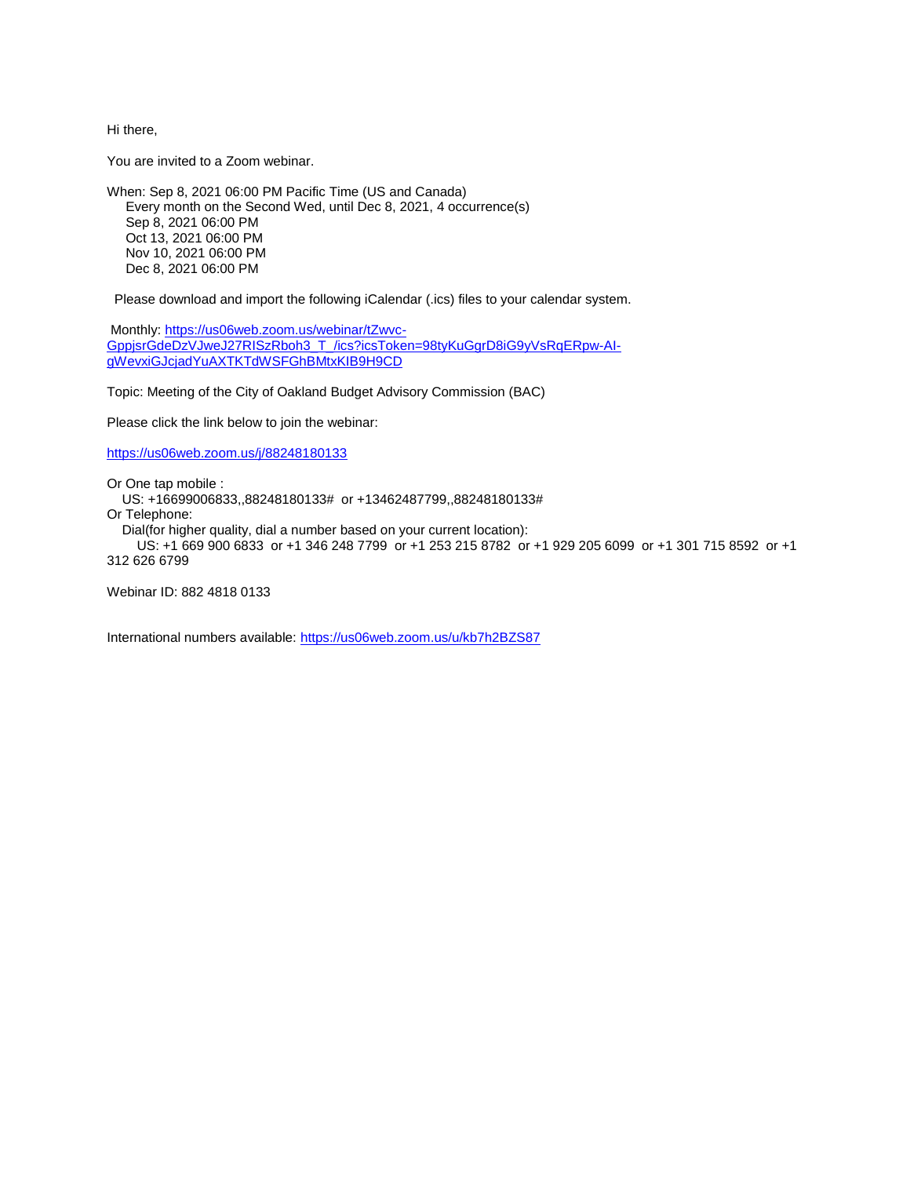Hi there,

You are invited to a Zoom webinar.

When: Sep 8, 2021 06:00 PM Pacific Time (US and Canada)
Every month on the Second Wed, until Dec 8, 2021, 4 occurrence(s)
Sep 8, 2021 06:00 PM
Oct 13, 2021 06:00 PM
Nov 10, 2021 06:00 PM
Dec 8, 2021 06:00 PM

Please download and import the following iCalendar (.ics) files to your calendar system.

Monthly: https://us06web.zoom.us/webinar/tZwvc-GppjsrGdeDzVJweJ27RISzRboh3_T_/ics?icsToken=98tyKuGgrD8iG9yVsRqERpw-AI-gWevxiGJcjadYuAXTKTdWSFGhBMtxKIB9H9CD

Topic: Meeting of the City of Oakland Budget Advisory Commission (BAC)

Please click the link below to join the webinar:

https://us06web.zoom.us/j/88248180133

Or One tap mobile :
US: +16699006833,,88248180133# or +13462487799,,88248180133#
Or Telephone:
Dial(for higher quality, dial a number based on your current location):
US: +1 669 900 6833 or +1 346 248 7799 or +1 253 215 8782 or +1 929 205 6099 or +1 301 715 8592 or +1 312 626 6799

Webinar ID: 882 4818 0133

International numbers available: https://us06web.zoom.us/u/kb7h2BZS87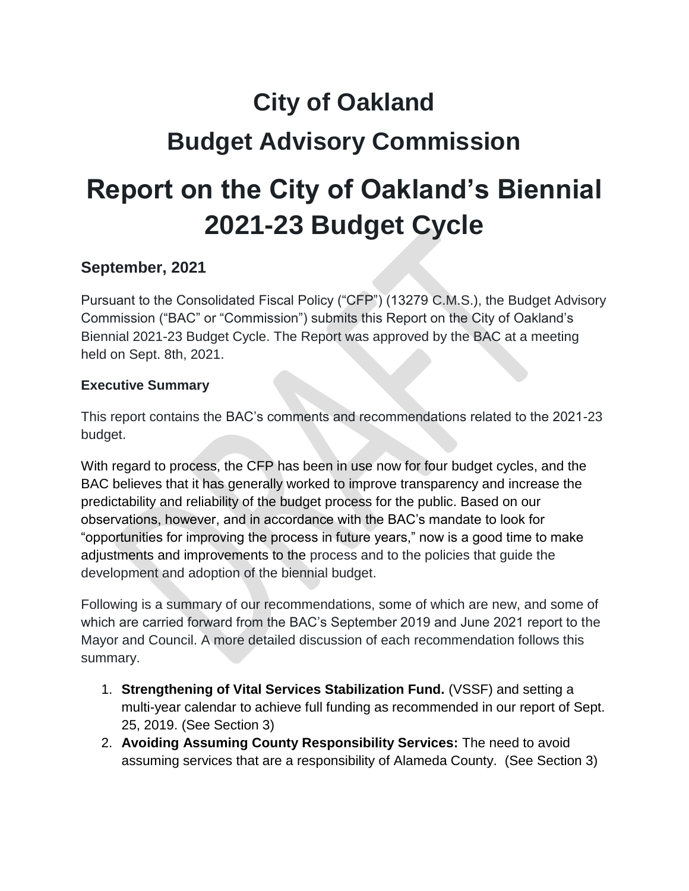# City of Oakland

# Budget Advisory Commission

# Report on the City of Oakland's Biennial 2021-23 Budget Cycle

## September, 2021

Pursuant to the Consolidated Fiscal Policy ("CFP") (13279 C.M.S.), the Budget Advisory Commission ("BAC" or "Commission") submits this Report on the City of Oakland's Biennial 2021-23 Budget Cycle. The Report was approved by the BAC at a meeting held on Sept. 8th, 2021.

### Executive Summary

This report contains the BAC's comments and recommendations related to the 2021-23 budget.

With regard to process, the CFP has been in use now for four budget cycles, and the BAC believes that it has generally worked to improve transparency and increase the predictability and reliability of the budget process for the public. Based on our observations, however, and in accordance with the BAC's mandate to look for "opportunities for improving the process in future years," now is a good time to make adjustments and improvements to the process and to the policies that guide the development and adoption of the biennial budget.

Following is a summary of our recommendations, some of which are new, and some of which are carried forward from the BAC's September 2019 and June 2021 report to the Mayor and Council. A more detailed discussion of each recommendation follows this summary.

1. **Strengthening of Vital Services Stabilization Fund.** (VSSF) and setting a multi-year calendar to achieve full funding as recommended in our report of Sept. 25, 2019. (See Section 3)
2. **Avoiding Assuming County Responsibility Services:** The need to avoid assuming services that are a responsibility of Alameda County. (See Section 3)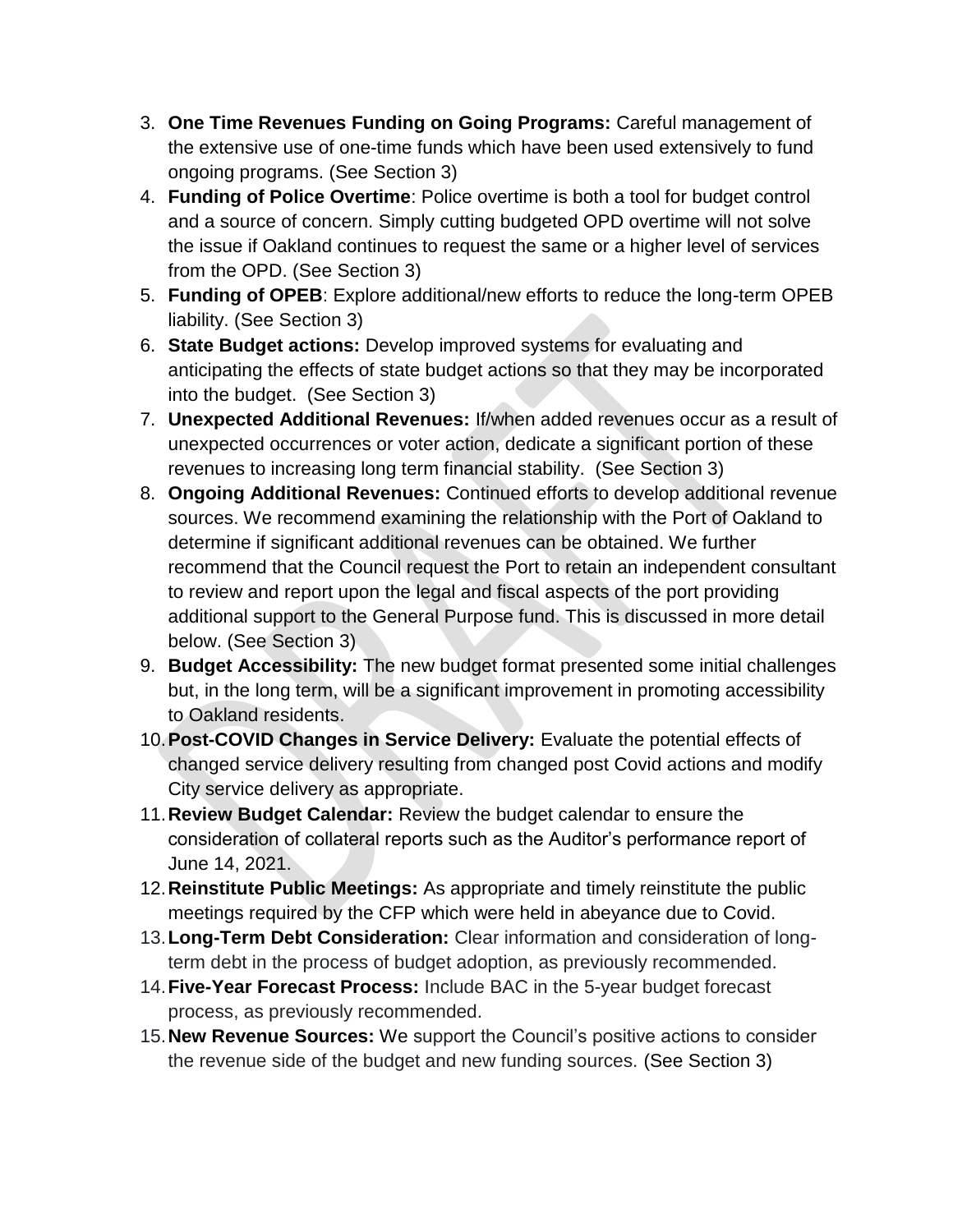3. **One Time Revenues Funding on Going Programs:** Careful management of the extensive use of one-time funds which have been used extensively to fund ongoing programs. (See Section 3)
4. **Funding of Police Overtime**: Police overtime is both a tool for budget control and a source of concern. Simply cutting budgeted OPD overtime will not solve the issue if Oakland continues to request the same or a higher level of services from the OPD. (See Section 3)
5. **Funding of OPEB**: Explore additional/new efforts to reduce the long-term OPEB liability. (See Section 3)
6. **State Budget actions:** Develop improved systems for evaluating and anticipating the effects of state budget actions so that they may be incorporated into the budget. (See Section 3)
7. **Unexpected Additional Revenues:** If/when added revenues occur as a result of unexpected occurrences or voter action, dedicate a significant portion of these revenues to increasing long term financial stability. (See Section 3)
8. **Ongoing Additional Revenues:** Continued efforts to develop additional revenue sources. We recommend examining the relationship with the Port of Oakland to determine if significant additional revenues can be obtained. We further recommend that the Council request the Port to retain an independent consultant to review and report upon the legal and fiscal aspects of the port providing additional support to the General Purpose fund. This is discussed in more detail below. (See Section 3)
9. **Budget Accessibility:** The new budget format presented some initial challenges but, in the long term, will be a significant improvement in promoting accessibility to Oakland residents.
10. **Post-COVID Changes in Service Delivery:** Evaluate the potential effects of changed service delivery resulting from changed post Covid actions and modify City service delivery as appropriate.
11. **Review Budget Calendar:** Review the budget calendar to ensure the consideration of collateral reports such as the Auditor's performance report of June 14, 2021.
12. **Reinstitute Public Meetings:** As appropriate and timely reinstitute the public meetings required by the CFP which were held in abeyance due to Covid.
13. **Long-Term Debt Consideration:** Clear information and consideration of long-term debt in the process of budget adoption, as previously recommended.
14. **Five-Year Forecast Process:** Include BAC in the 5-year budget forecast process, as previously recommended.
15. **New Revenue Sources:** We support the Council's positive actions to consider the revenue side of the budget and new funding sources. (See Section 3)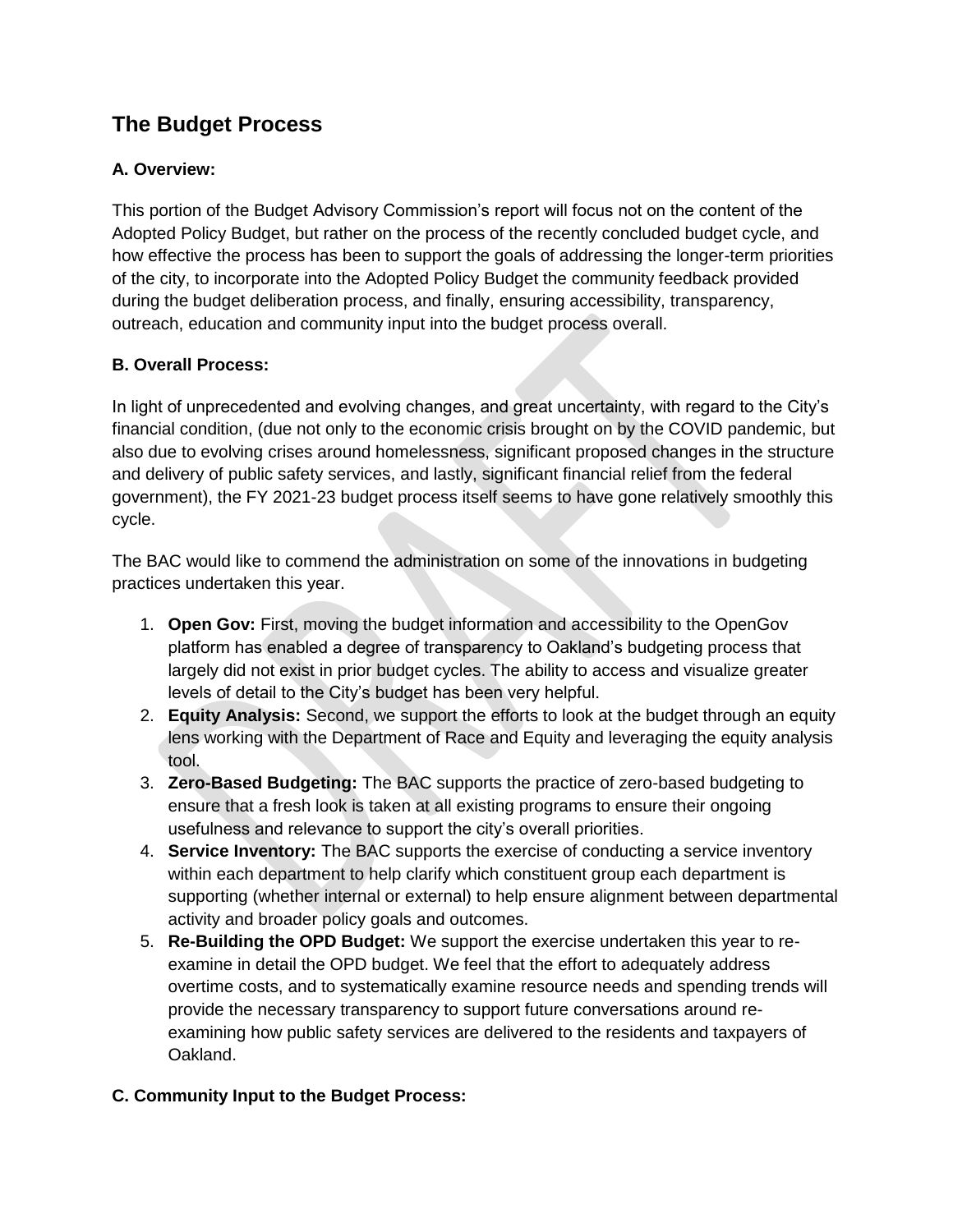## The Budget Process

### A. Overview:

This portion of the Budget Advisory Commission's report will focus not on the content of the Adopted Policy Budget, but rather on the process of the recently concluded budget cycle, and how effective the process has been to support the goals of addressing the longer-term priorities of the city, to incorporate into the Adopted Policy Budget the community feedback provided during the budget deliberation process, and finally, ensuring accessibility, transparency, outreach, education and community input into the budget process overall.

### B. Overall Process:

In light of unprecedented and evolving changes, and great uncertainty, with regard to the City's financial condition, (due not only to the economic crisis brought on by the COVID pandemic, but also due to evolving crises around homelessness, significant proposed changes in the structure and delivery of public safety services, and lastly, significant financial relief from the federal government), the FY 2021-23 budget process itself seems to have gone relatively smoothly this cycle.

The BAC would like to commend the administration on some of the innovations in budgeting practices undertaken this year.

1. **Open Gov:** First, moving the budget information and accessibility to the OpenGov platform has enabled a degree of transparency to Oakland's budgeting process that largely did not exist in prior budget cycles. The ability to access and visualize greater levels of detail to the City's budget has been very helpful.
2. **Equity Analysis:** Second, we support the efforts to look at the budget through an equity lens working with the Department of Race and Equity and leveraging the equity analysis tool.
3. **Zero-Based Budgeting:** The BAC supports the practice of zero-based budgeting to ensure that a fresh look is taken at all existing programs to ensure their ongoing usefulness and relevance to support the city's overall priorities.
4. **Service Inventory:** The BAC supports the exercise of conducting a service inventory within each department to help clarify which constituent group each department is supporting (whether internal or external) to help ensure alignment between departmental activity and broader policy goals and outcomes.
5. **Re-Building the OPD Budget:** We support the exercise undertaken this year to re-examine in detail the OPD budget. We feel that the effort to adequately address overtime costs, and to systematically examine resource needs and spending trends will provide the necessary transparency to support future conversations around re-examining how public safety services are delivered to the residents and taxpayers of Oakland.

### C. Community Input to the Budget Process: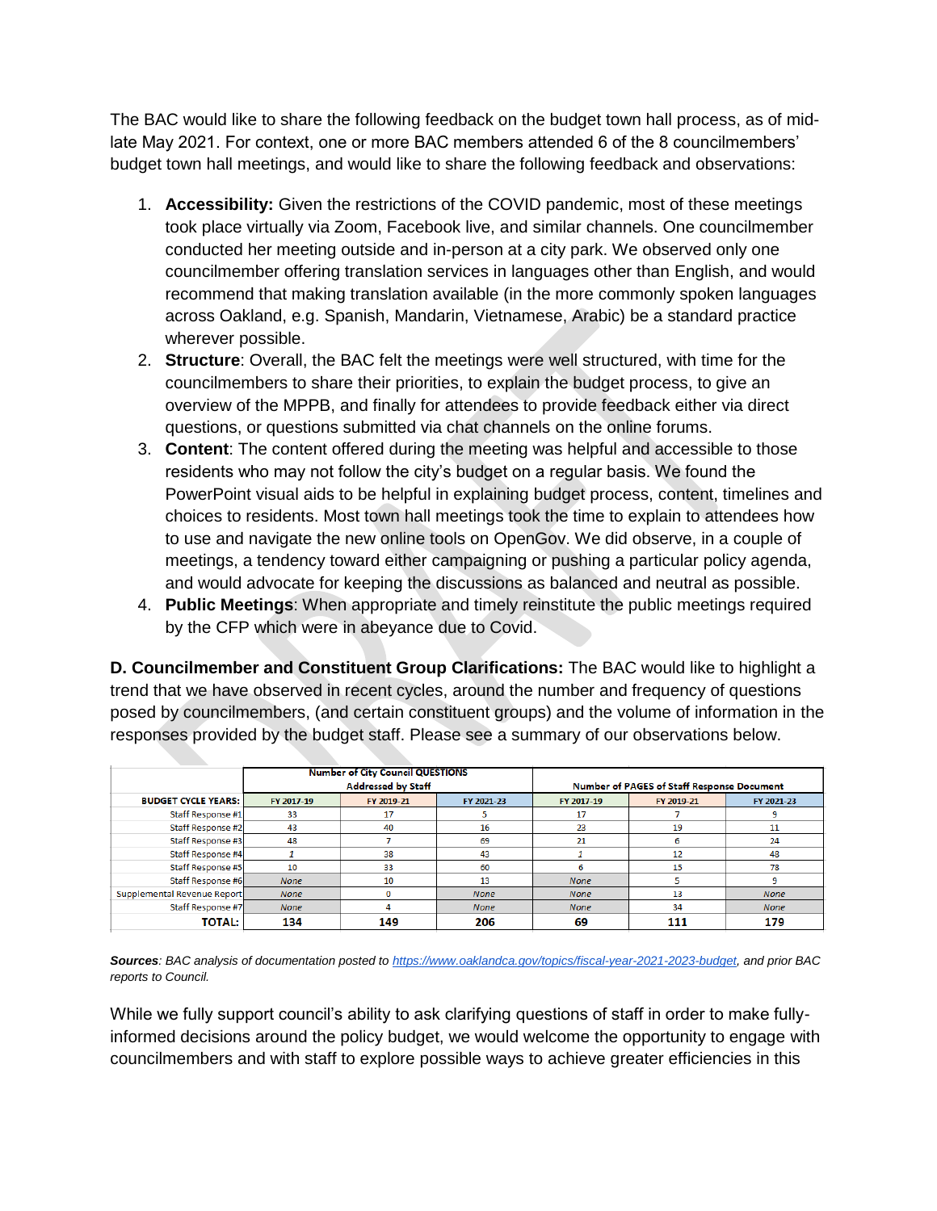The BAC would like to share the following feedback on the budget town hall process, as of mid-late May 2021. For context, one or more BAC members attended 6 of the 8 councilmembers' budget town hall meetings, and would like to share the following feedback and observations:

1. **Accessibility:** Given the restrictions of the COVID pandemic, most of these meetings took place virtually via Zoom, Facebook live, and similar channels. One councilmember conducted her meeting outside and in-person at a city park. We observed only one councilmember offering translation services in languages other than English, and would recommend that making translation available (in the more commonly spoken languages across Oakland, e.g. Spanish, Mandarin, Vietnamese, Arabic) be a standard practice wherever possible.
2. **Structure**: Overall, the BAC felt the meetings were well structured, with time for the councilmembers to share their priorities, to explain the budget process, to give an overview of the MPPB, and finally for attendees to provide feedback either via direct questions, or questions submitted via chat channels on the online forums.
3. **Content**: The content offered during the meeting was helpful and accessible to those residents who may not follow the city's budget on a regular basis. We found the PowerPoint visual aids to be helpful in explaining budget process, content, timelines and choices to residents. Most town hall meetings took the time to explain to attendees how to use and navigate the new online tools on OpenGov. We did observe, in a couple of meetings, a tendency toward either campaigning or pushing a particular policy agenda, and would advocate for keeping the discussions as balanced and neutral as possible.
4. **Public Meetings**: When appropriate and timely reinstitute the public meetings required by the CFP which were in abeyance due to Covid.

**D. Councilmember and Constituent Group Clarifications:** The BAC would like to highlight a trend that we have observed in recent cycles, around the number and frequency of questions posed by councilmembers, (and certain constituent groups) and the volume of information in the responses provided by the budget staff. Please see a summary of our observations below.

| | Number of City Council QUESTIONS Addressed by Staff | | | Number of PAGES of Staff Response Document | | |
|---|---|---|---|---|---|---|
| **BUDGET CYCLE YEARS:** | FY 2017-19 | FY 2019-21 | FY 2021-23 | FY 2017-19 | FY 2019-21 | FY 2021-23 |
| Staff Response #1 | 33 | 17 | 5 | 17 | 7 | 9 |
| Staff Response #2 | 43 | 40 | 16 | 23 | 19 | 11 |
| Staff Response #3 | 48 | 7 | 69 | 21 | 6 | 24 |
| Staff Response #4 | *1* | 38 | 43 | *1* | 12 | 48 |
| Staff Response #5 | 10 | 33 | 60 | 6 | 15 | 78 |
| Staff Response #6 | *None* | 10 | 13 | *None* | 5 | 9 |
| Supplemental Revenue Report | *None* | 0 | *None* | *None* | 13 | *None* |
| Staff Response #7 | *None* | 4 | *None* | *None* | 34 | *None* |
| **TOTAL:** | **134** | **149** | **206** | **69** | **111** | **179** |

***Sources**: BAC analysis of documentation posted to https://www.oaklandca.gov/topics/fiscal-year-2021-2023-budget, and prior BAC reports to Council.*

While we fully support council's ability to ask clarifying questions of staff in order to make fully-informed decisions around the policy budget, we would welcome the opportunity to engage with councilmembers and with staff to explore possible ways to achieve greater efficiencies in this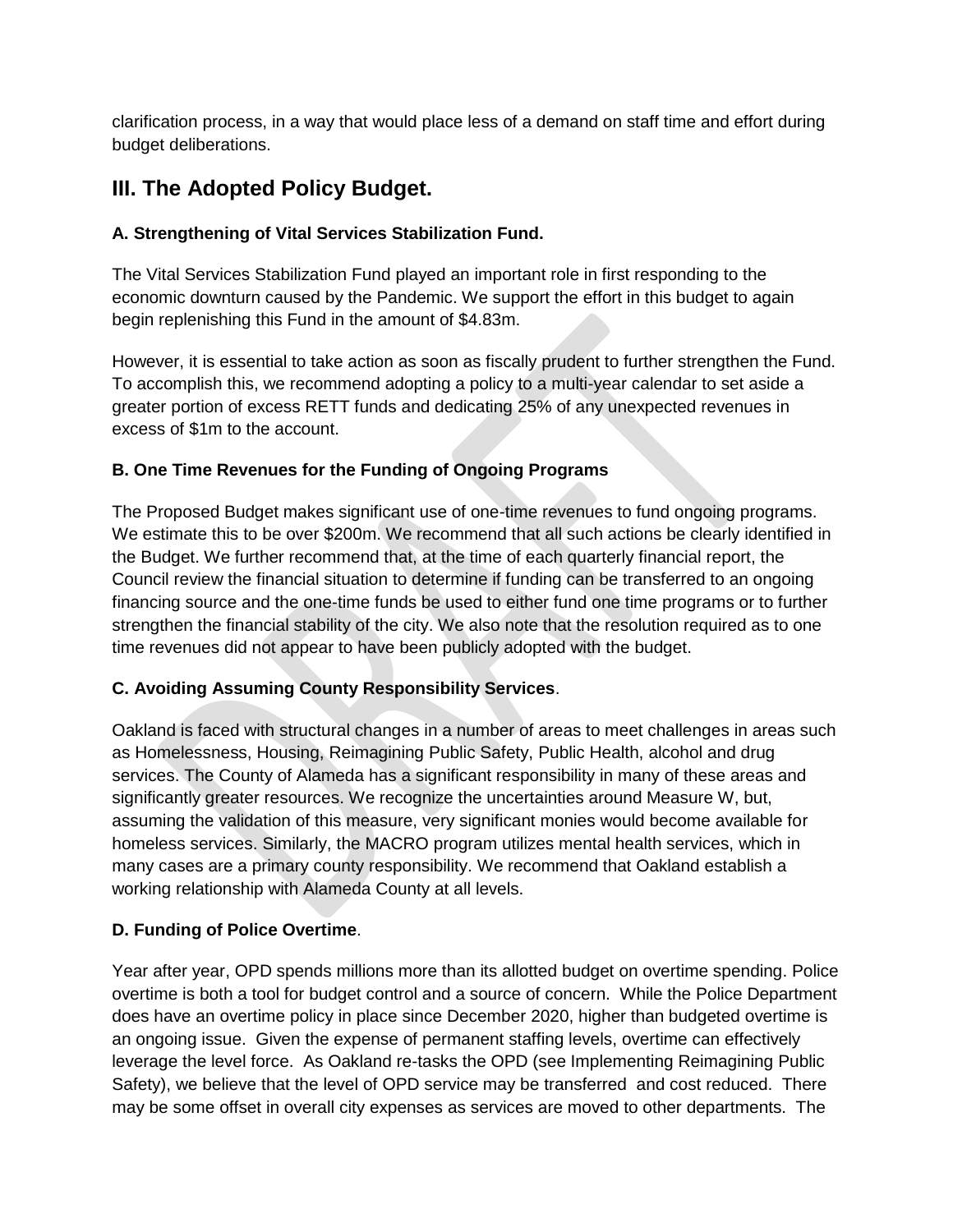clarification process, in a way that would place less of a demand on staff time and effort during budget deliberations.

## III. The Adopted Policy Budget.

### A. Strengthening of Vital Services Stabilization Fund.

The Vital Services Stabilization Fund played an important role in first responding to the economic downturn caused by the Pandemic. We support the effort in this budget to again begin replenishing this Fund in the amount of $4.83m.

However, it is essential to take action as soon as fiscally prudent to further strengthen the Fund. To accomplish this, we recommend adopting a policy to a multi-year calendar to set aside a greater portion of excess RETT funds and dedicating 25% of any unexpected revenues in excess of $1m to the account.

### B. One Time Revenues for the Funding of Ongoing Programs

The Proposed Budget makes significant use of one-time revenues to fund ongoing programs. We estimate this to be over $200m. We recommend that all such actions be clearly identified in the Budget. We further recommend that, at the time of each quarterly financial report, the Council review the financial situation to determine if funding can be transferred to an ongoing financing source and the one-time funds be used to either fund one time programs or to further strengthen the financial stability of the city. We also note that the resolution required as to one time revenues did not appear to have been publicly adopted with the budget.

### C. Avoiding Assuming County Responsibility Services.

Oakland is faced with structural changes in a number of areas to meet challenges in areas such as Homelessness, Housing, Reimagining Public Safety, Public Health, alcohol and drug services. The County of Alameda has a significant responsibility in many of these areas and significantly greater resources. We recognize the uncertainties around Measure W, but, assuming the validation of this measure, very significant monies would become available for homeless services. Similarly, the MACRO program utilizes mental health services, which in many cases are a primary county responsibility. We recommend that Oakland establish a working relationship with Alameda County at all levels.

### D. Funding of Police Overtime.

Year after year, OPD spends millions more than its allotted budget on overtime spending. Police overtime is both a tool for budget control and a source of concern. While the Police Department does have an overtime policy in place since December 2020, higher than budgeted overtime is an ongoing issue. Given the expense of permanent staffing levels, overtime can effectively leverage the level force. As Oakland re-tasks the OPD (see Implementing Reimagining Public Safety), we believe that the level of OPD service may be transferred and cost reduced. There may be some offset in overall city expenses as services are moved to other departments. The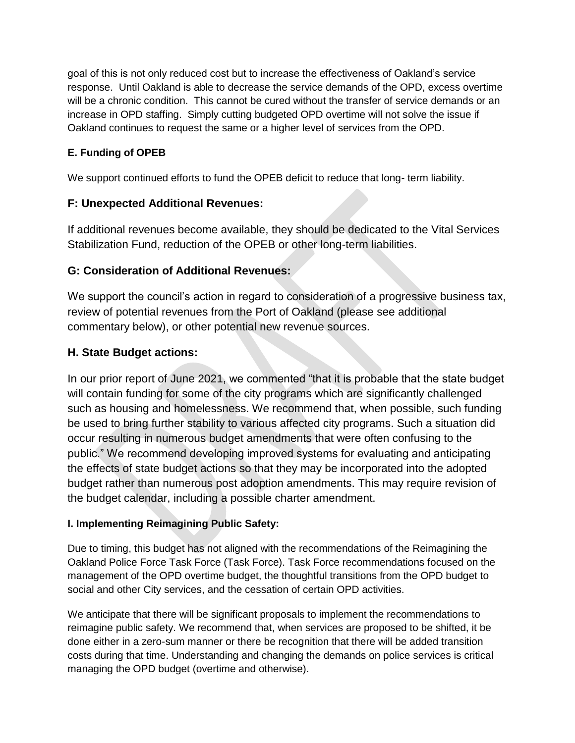goal of this is not only reduced cost but to increase the effectiveness of Oakland's service response. Until Oakland is able to decrease the service demands of the OPD, excess overtime will be a chronic condition. This cannot be cured without the transfer of service demands or an increase in OPD staffing. Simply cutting budgeted OPD overtime will not solve the issue if Oakland continues to request the same or a higher level of services from the OPD.

#### E. Funding of OPEB

We support continued efforts to fund the OPEB deficit to reduce that long- term liability.

### F: Unexpected Additional Revenues:

If additional revenues become available, they should be dedicated to the Vital Services Stabilization Fund, reduction of the OPEB or other long-term liabilities.

### G: Consideration of Additional Revenues:

We support the council's action in regard to consideration of a progressive business tax, review of potential revenues from the Port of Oakland (please see additional commentary below), or other potential new revenue sources.

### H. State Budget actions:

In our prior report of June 2021, we commented "that it is probable that the state budget will contain funding for some of the city programs which are significantly challenged such as housing and homelessness. We recommend that, when possible, such funding be used to bring further stability to various affected city programs. Such a situation did occur resulting in numerous budget amendments that were often confusing to the public." We recommend developing improved systems for evaluating and anticipating the effects of state budget actions so that they may be incorporated into the adopted budget rather than numerous post adoption amendments. This may require revision of the budget calendar, including a possible charter amendment.

#### I. Implementing Reimagining Public Safety:

Due to timing, this budget has not aligned with the recommendations of the Reimagining the Oakland Police Force Task Force (Task Force). Task Force recommendations focused on the management of the OPD overtime budget, the thoughtful transitions from the OPD budget to social and other City services, and the cessation of certain OPD activities.

We anticipate that there will be significant proposals to implement the recommendations to reimagine public safety. We recommend that, when services are proposed to be shifted, it be done either in a zero-sum manner or there be recognition that there will be added transition costs during that time. Understanding and changing the demands on police services is critical managing the OPD budget (overtime and otherwise).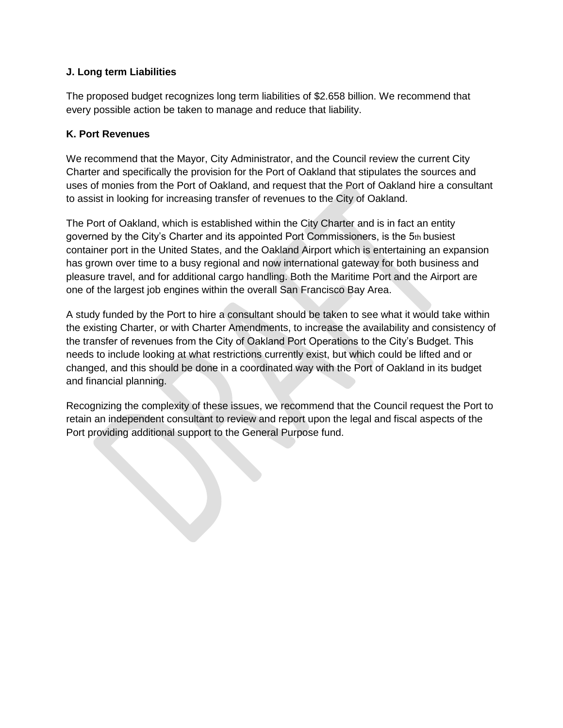**J. Long term Liabilities**

The proposed budget recognizes long term liabilities of $2.658 billion. We recommend that every possible action be taken to manage and reduce that liability.

**K. Port Revenues**

We recommend that the Mayor, City Administrator, and the Council review the current City Charter and specifically the provision for the Port of Oakland that stipulates the sources and uses of monies from the Port of Oakland, and request that the Port of Oakland hire a consultant to assist in looking for increasing transfer of revenues to the City of Oakland.

The Port of Oakland, which is established within the City Charter and is in fact an entity governed by the City's Charter and its appointed Port Commissioners, is the 5th busiest container port in the United States, and the Oakland Airport which is entertaining an expansion has grown over time to a busy regional and now international gateway for both business and pleasure travel, and for additional cargo handling. Both the Maritime Port and the Airport are one of the largest job engines within the overall San Francisco Bay Area.

A study funded by the Port to hire a consultant should be taken to see what it would take within the existing Charter, or with Charter Amendments, to increase the availability and consistency of the transfer of revenues from the City of Oakland Port Operations to the City's Budget. This needs to include looking at what restrictions currently exist, but which could be lifted and or changed, and this should be done in a coordinated way with the Port of Oakland in its budget and financial planning.

Recognizing the complexity of these issues, we recommend that the Council request the Port to retain an independent consultant to review and report upon the legal and fiscal aspects of the Port providing additional support to the General Purpose fund.